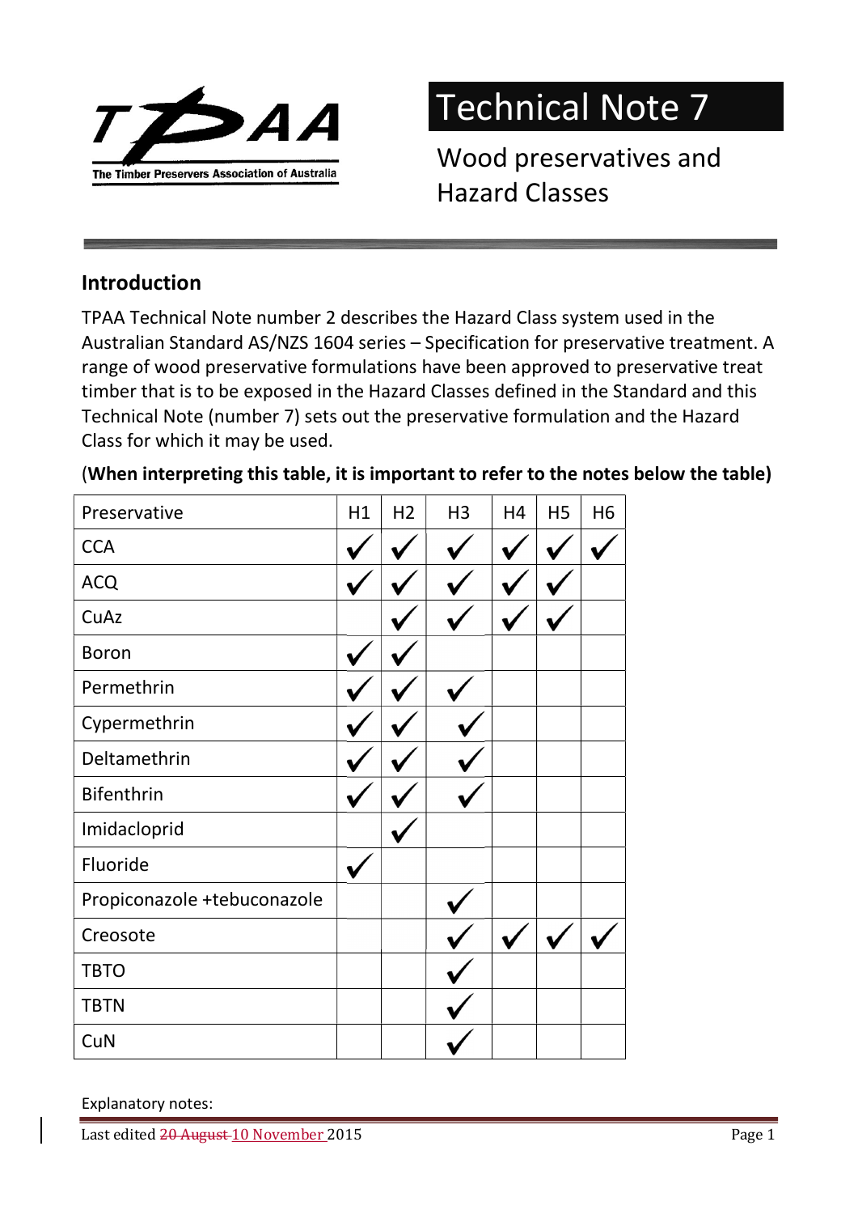# Technical Note 7

## Wood preservatives and Hazard Classes

### Introduction

TPAA Technical Note number 2 describes the Hazard Class system used in the Australian Standard AS/NZS 1604 series – Specification for preservative treatment. A range of wood preservative formulations have been approved to preservative treat timber that is to be exposed in the Hazard Classes defined in the Standard and this Technical Note (number 7) sets out the preservative formulation and the Hazard Class for which it may be used.

(**When interpreting this table, it is important to refer to the notes below the table)**

| Preservative | H1 | H2 | H3 | H4 | H5 | H6 |
|---|---|---|---|---|---|---|
| CCA | ✓ | ✓ | ✓ | ✓ | ✓ | ✓ |
| ACQ | ✓ | ✓ | ✓ | ✓ | ✓ | |
| CuAz | | ✓ | ✓ | ✓ | ✓ | |
| Boron | ✓ | ✓ | | | | |
| Permethrin | ✓ | ✓ | ✓ | | | |
| Cypermethrin | ✓ | ✓ | ✓ | | | |
| Deltamethrin | ✓ | ✓ | ✓ | | | |
| Bifenthrin | ✓ | ✓ | ✓ | | | |
| Imidacloprid | | ✓ | | | | |
| Fluoride | ✓ | | | | | |
| Propiconazole +tebuconazole | | | ✓ | | | |
| Creosote | | | ✓ | ✓ | ✓ | ✓ |
| TBTO | | | ✓ | | | |
| TBTN | | | ✓ | | | |
| CuN | | | ✓ | | | |

Explanatory notes:

Last edited ~~20 August~~ 10 November 2015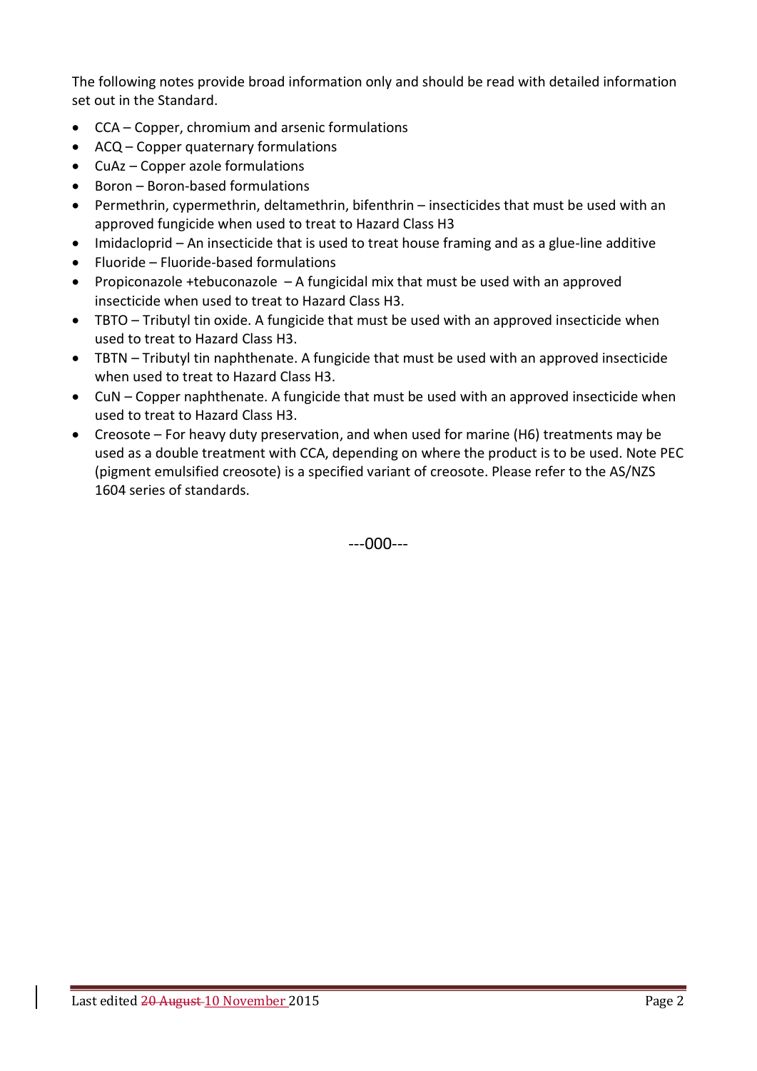The following notes provide broad information only and should be read with detailed information set out in the Standard.

- CCA – Copper, chromium and arsenic formulations
- ACQ – Copper quaternary formulations
- CuAz – Copper azole formulations
- Boron – Boron-based formulations
- Permethrin, cypermethrin, deltamethrin, bifenthrin – insecticides that must be used with an approved fungicide when used to treat to Hazard Class H3
- Imidacloprid – An insecticide that is used to treat house framing and as a glue-line additive
- Fluoride – Fluoride-based formulations
- Propiconazole +tebuconazole – A fungicidal mix that must be used with an approved insecticide when used to treat to Hazard Class H3.
- TBTO – Tributyl tin oxide. A fungicide that must be used with an approved insecticide when used to treat to Hazard Class H3.
- TBTN – Tributyl tin naphthenate. A fungicide that must be used with an approved insecticide when used to treat to Hazard Class H3.
- CuN – Copper naphthenate. A fungicide that must be used with an approved insecticide when used to treat to Hazard Class H3.
- Creosote – For heavy duty preservation, and when used for marine (H6) treatments may be used as a double treatment with CCA, depending on where the product is to be used. Note PEC (pigment emulsified creosote) is a specified variant of creosote. Please refer to the AS/NZS 1604 series of standards.

---000---

Last edited ~~20 August~~ 10 November 2015